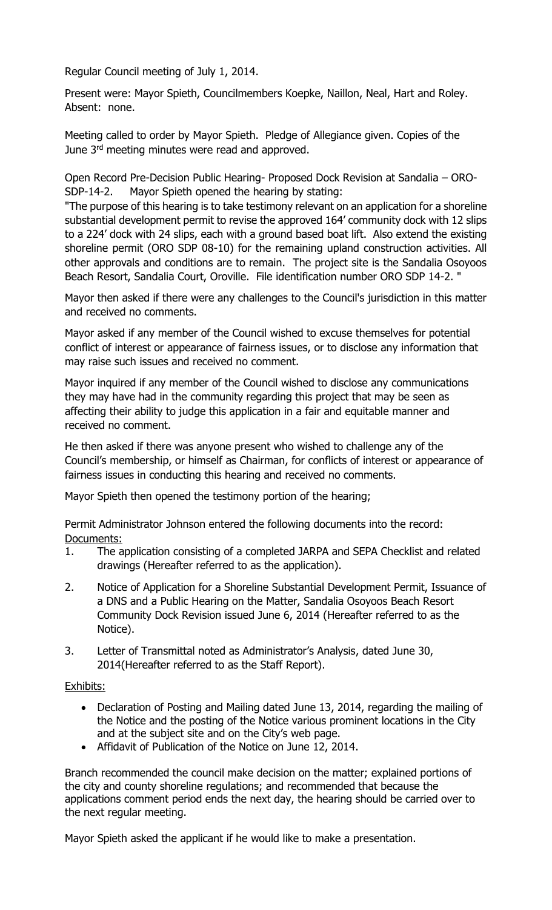Regular Council meeting of July 1, 2014.

Present were: Mayor Spieth, Councilmembers Koepke, Naillon, Neal, Hart and Roley. Absent: none.

Meeting called to order by Mayor Spieth. Pledge of Allegiance given. Copies of the June 3rd meeting minutes were read and approved.

Open Record Pre-Decision Public Hearing- Proposed Dock Revision at Sandalia – ORO-SDP-14-2. Mayor Spieth opened the hearing by stating:

"The purpose of this hearing is to take testimony relevant on an application for a shoreline substantial development permit to revise the approved 164' community dock with 12 slips to a 224' dock with 24 slips, each with a ground based boat lift. Also extend the existing shoreline permit (ORO SDP 08-10) for the remaining upland construction activities. All other approvals and conditions are to remain. The project site is the Sandalia Osoyoos Beach Resort, Sandalia Court, Oroville. File identification number ORO SDP 14-2. "

Mayor then asked if there were any challenges to the Council's jurisdiction in this matter and received no comments.

Mayor asked if any member of the Council wished to excuse themselves for potential conflict of interest or appearance of fairness issues, or to disclose any information that may raise such issues and received no comment.

Mayor inquired if any member of the Council wished to disclose any communications they may have had in the community regarding this project that may be seen as affecting their ability to judge this application in a fair and equitable manner and received no comment.

He then asked if there was anyone present who wished to challenge any of the Council's membership, or himself as Chairman, for conflicts of interest or appearance of fairness issues in conducting this hearing and received no comments.

Mayor Spieth then opened the testimony portion of the hearing;

Permit Administrator Johnson entered the following documents into the record:

Documents:

1. The application consisting of a completed JARPA and SEPA Checklist and related drawings (Hereafter referred to as the application).
2. Notice of Application for a Shoreline Substantial Development Permit, Issuance of a DNS and a Public Hearing on the Matter, Sandalia Osoyoos Beach Resort Community Dock Revision issued June 6, 2014 (Hereafter referred to as the Notice).
3. Letter of Transmittal noted as Administrator's Analysis, dated June 30, 2014(Hereafter referred to as the Staff Report).

Exhibits:

- Declaration of Posting and Mailing dated June 13, 2014, regarding the mailing of the Notice and the posting of the Notice various prominent locations in the City and at the subject site and on the City's web page.
- Affidavit of Publication of the Notice on June 12, 2014.

Branch recommended the council make decision on the matter; explained portions of the city and county shoreline regulations; and recommended that because the applications comment period ends the next day, the hearing should be carried over to the next regular meeting.

Mayor Spieth asked the applicant if he would like to make a presentation.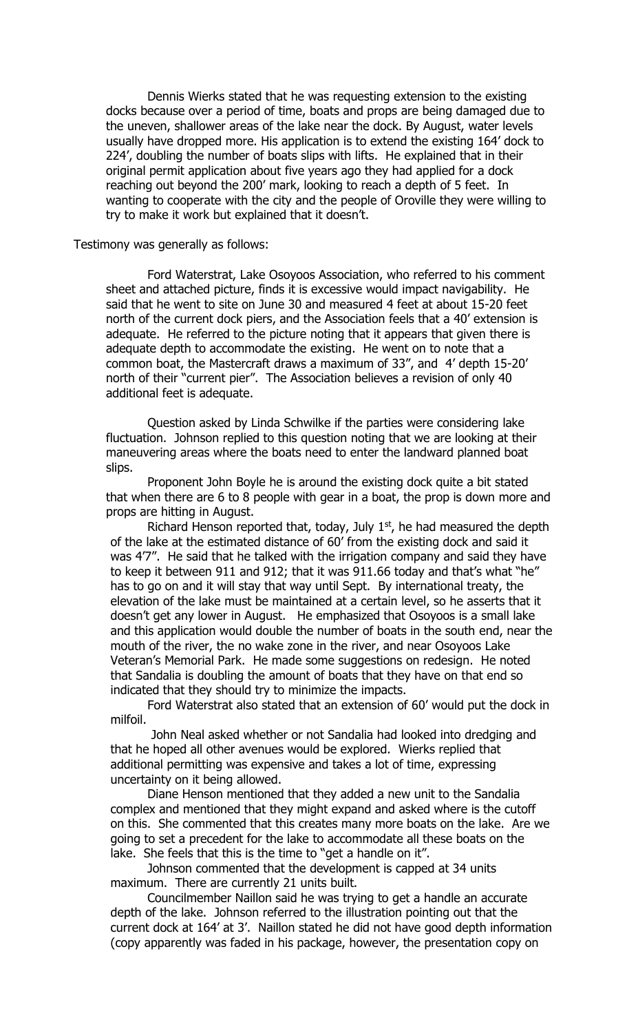Dennis Wierks stated that he was requesting extension to the existing docks because over a period of time, boats and props are being damaged due to the uneven, shallower areas of the lake near the dock. By August, water levels usually have dropped more. His application is to extend the existing 164' dock to 224', doubling the number of boats slips with lifts. He explained that in their original permit application about five years ago they had applied for a dock reaching out beyond the 200' mark, looking to reach a depth of 5 feet. In wanting to cooperate with the city and the people of Oroville they were willing to try to make it work but explained that it doesn't.

Testimony was generally as follows:

Ford Waterstrat, Lake Osoyoos Association, who referred to his comment sheet and attached picture, finds it is excessive would impact navigability. He said that he went to site on June 30 and measured 4 feet at about 15-20 feet north of the current dock piers, and the Association feels that a 40' extension is adequate. He referred to the picture noting that it appears that given there is adequate depth to accommodate the existing. He went on to note that a common boat, the Mastercraft draws a maximum of 33", and 4' depth 15-20' north of their "current pier". The Association believes a revision of only 40 additional feet is adequate.

Question asked by Linda Schwilke if the parties were considering lake fluctuation. Johnson replied to this question noting that we are looking at their maneuvering areas where the boats need to enter the landward planned boat slips.

Proponent John Boyle he is around the existing dock quite a bit stated that when there are 6 to 8 people with gear in a boat, the prop is down more and props are hitting in August.

Richard Henson reported that, today, July 1st, he had measured the depth of the lake at the estimated distance of 60' from the existing dock and said it was 4'7". He said that he talked with the irrigation company and said they have to keep it between 911 and 912; that it was 911.66 today and that's what "he" has to go on and it will stay that way until Sept. By international treaty, the elevation of the lake must be maintained at a certain level, so he asserts that it doesn't get any lower in August. He emphasized that Osoyoos is a small lake and this application would double the number of boats in the south end, near the mouth of the river, the no wake zone in the river, and near Osoyoos Lake Veteran's Memorial Park. He made some suggestions on redesign. He noted that Sandalia is doubling the amount of boats that they have on that end so indicated that they should try to minimize the impacts.

Ford Waterstrat also stated that an extension of 60' would put the dock in milfoil.

John Neal asked whether or not Sandalia had looked into dredging and that he hoped all other avenues would be explored. Wierks replied that additional permitting was expensive and takes a lot of time, expressing uncertainty on it being allowed.

Diane Henson mentioned that they added a new unit to the Sandalia complex and mentioned that they might expand and asked where is the cutoff on this. She commented that this creates many more boats on the lake. Are we going to set a precedent for the lake to accommodate all these boats on the lake. She feels that this is the time to "get a handle on it".

Johnson commented that the development is capped at 34 units maximum. There are currently 21 units built.

Councilmember Naillon said he was trying to get a handle an accurate depth of the lake. Johnson referred to the illustration pointing out that the current dock at 164' at 3'. Naillon stated he did not have good depth information (copy apparently was faded in his package, however, the presentation copy on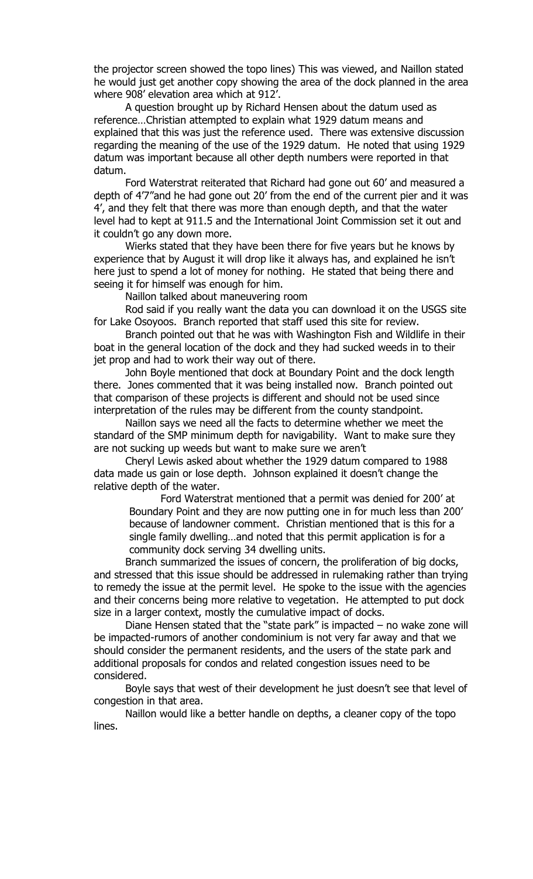the projector screen showed the topo lines) This was viewed, and Naillon stated he would just get another copy showing the area of the dock planned in the area where 908' elevation area which at 912'.

A question brought up by Richard Hensen about the datum used as reference…Christian attempted to explain what 1929 datum means and explained that this was just the reference used. There was extensive discussion regarding the meaning of the use of the 1929 datum. He noted that using 1929 datum was important because all other depth numbers were reported in that datum.

Ford Waterstrat reiterated that Richard had gone out 60' and measured a depth of 4'7"and he had gone out 20' from the end of the current pier and it was 4', and they felt that there was more than enough depth, and that the water level had to kept at 911.5 and the International Joint Commission set it out and it couldn't go any down more.

Wierks stated that they have been there for five years but he knows by experience that by August it will drop like it always has, and explained he isn't here just to spend a lot of money for nothing. He stated that being there and seeing it for himself was enough for him.

Naillon talked about maneuvering room

Rod said if you really want the data you can download it on the USGS site for Lake Osoyoos. Branch reported that staff used this site for review.

Branch pointed out that he was with Washington Fish and Wildlife in their boat in the general location of the dock and they had sucked weeds in to their jet prop and had to work their way out of there.

John Boyle mentioned that dock at Boundary Point and the dock length there. Jones commented that it was being installed now. Branch pointed out that comparison of these projects is different and should not be used since interpretation of the rules may be different from the county standpoint.

Naillon says we need all the facts to determine whether we meet the standard of the SMP minimum depth for navigability. Want to make sure they are not sucking up weeds but want to make sure we aren't

Cheryl Lewis asked about whether the 1929 datum compared to 1988 data made us gain or lose depth. Johnson explained it doesn't change the relative depth of the water.

Ford Waterstrat mentioned that a permit was denied for 200' at Boundary Point and they are now putting one in for much less than 200' because of landowner comment. Christian mentioned that is this for a single family dwelling…and noted that this permit application is for a community dock serving 34 dwelling units.

Branch summarized the issues of concern, the proliferation of big docks, and stressed that this issue should be addressed in rulemaking rather than trying to remedy the issue at the permit level. He spoke to the issue with the agencies and their concerns being more relative to vegetation. He attempted to put dock size in a larger context, mostly the cumulative impact of docks.

Diane Hensen stated that the "state park" is impacted – no wake zone will be impacted-rumors of another condominium is not very far away and that we should consider the permanent residents, and the users of the state park and additional proposals for condos and related congestion issues need to be considered.

Boyle says that west of their development he just doesn't see that level of congestion in that area.

Naillon would like a better handle on depths, a cleaner copy of the topo lines.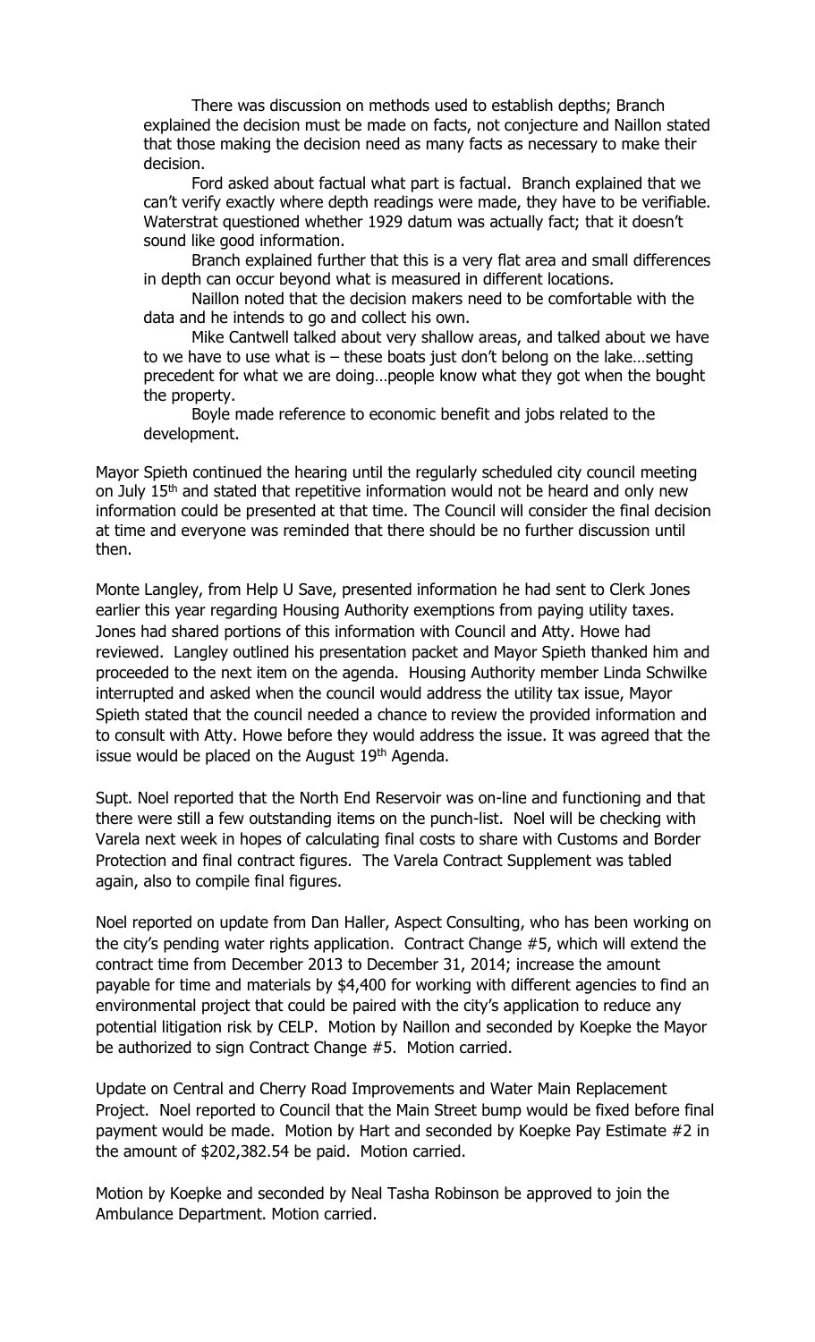There was discussion on methods used to establish depths; Branch explained the decision must be made on facts, not conjecture and Naillon stated that those making the decision need as many facts as necessary to make their decision.

Ford asked about factual what part is factual. Branch explained that we can't verify exactly where depth readings were made, they have to be verifiable. Waterstrat questioned whether 1929 datum was actually fact; that it doesn't sound like good information.

Branch explained further that this is a very flat area and small differences in depth can occur beyond what is measured in different locations.

Naillon noted that the decision makers need to be comfortable with the data and he intends to go and collect his own.

Mike Cantwell talked about very shallow areas, and talked about we have to we have to use what is – these boats just don't belong on the lake…setting precedent for what we are doing…people know what they got when the bought the property.

Boyle made reference to economic benefit and jobs related to the development.

Mayor Spieth continued the hearing until the regularly scheduled city council meeting on July 15th and stated that repetitive information would not be heard and only new information could be presented at that time. The Council will consider the final decision at time and everyone was reminded that there should be no further discussion until then.

Monte Langley, from Help U Save, presented information he had sent to Clerk Jones earlier this year regarding Housing Authority exemptions from paying utility taxes. Jones had shared portions of this information with Council and Atty. Howe had reviewed. Langley outlined his presentation packet and Mayor Spieth thanked him and proceeded to the next item on the agenda. Housing Authority member Linda Schwilke interrupted and asked when the council would address the utility tax issue, Mayor Spieth stated that the council needed a chance to review the provided information and to consult with Atty. Howe before they would address the issue. It was agreed that the issue would be placed on the August 19th Agenda.

Supt. Noel reported that the North End Reservoir was on-line and functioning and that there were still a few outstanding items on the punch-list. Noel will be checking with Varela next week in hopes of calculating final costs to share with Customs and Border Protection and final contract figures. The Varela Contract Supplement was tabled again, also to compile final figures.

Noel reported on update from Dan Haller, Aspect Consulting, who has been working on the city's pending water rights application. Contract Change #5, which will extend the contract time from December 2013 to December 31, 2014; increase the amount payable for time and materials by $4,400 for working with different agencies to find an environmental project that could be paired with the city's application to reduce any potential litigation risk by CELP. Motion by Naillon and seconded by Koepke the Mayor be authorized to sign Contract Change #5. Motion carried.

Update on Central and Cherry Road Improvements and Water Main Replacement Project. Noel reported to Council that the Main Street bump would be fixed before final payment would be made. Motion by Hart and seconded by Koepke Pay Estimate #2 in the amount of $202,382.54 be paid. Motion carried.

Motion by Koepke and seconded by Neal Tasha Robinson be approved to join the Ambulance Department. Motion carried.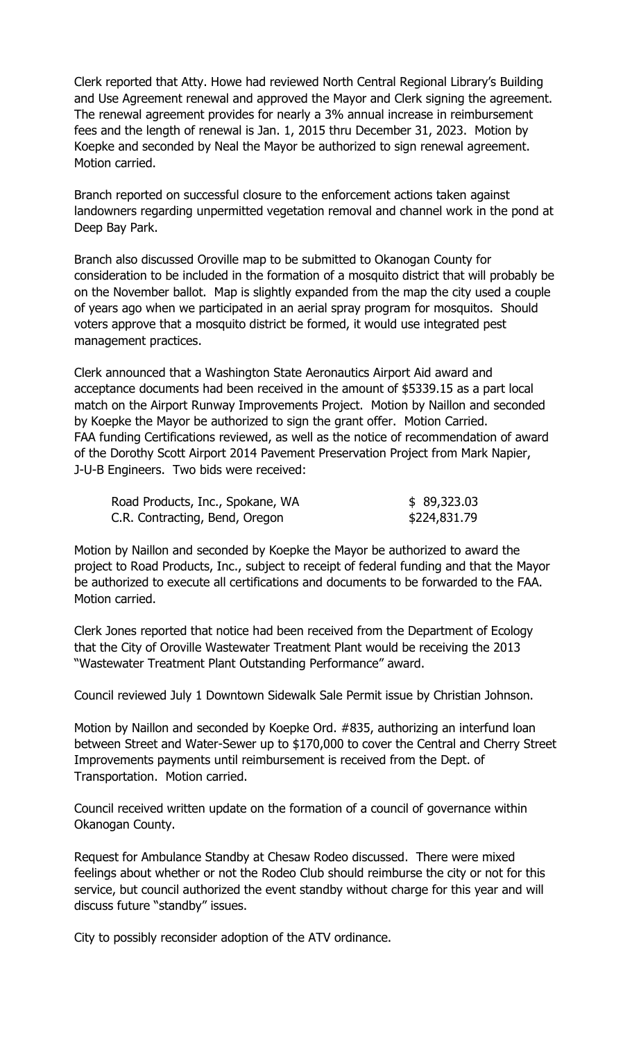Clerk reported that Atty. Howe had reviewed North Central Regional Library's Building and Use Agreement renewal and approved the Mayor and Clerk signing the agreement. The renewal agreement provides for nearly a 3% annual increase in reimbursement fees and the length of renewal is Jan. 1, 2015 thru December 31, 2023. Motion by Koepke and seconded by Neal the Mayor be authorized to sign renewal agreement. Motion carried.

Branch reported on successful closure to the enforcement actions taken against landowners regarding unpermitted vegetation removal and channel work in the pond at Deep Bay Park.

Branch also discussed Oroville map to be submitted to Okanogan County for consideration to be included in the formation of a mosquito district that will probably be on the November ballot. Map is slightly expanded from the map the city used a couple of years ago when we participated in an aerial spray program for mosquitos. Should voters approve that a mosquito district be formed, it would use integrated pest management practices.

Clerk announced that a Washington State Aeronautics Airport Aid award and acceptance documents had been received in the amount of $5339.15 as a part local match on the Airport Runway Improvements Project. Motion by Naillon and seconded by Koepke the Mayor be authorized to sign the grant offer. Motion Carried. FAA funding Certifications reviewed, as well as the notice of recommendation of award of the Dorothy Scott Airport 2014 Pavement Preservation Project from Mark Napier, J-U-B Engineers. Two bids were received:

| | |
|---|---|
| Road Products, Inc., Spokane, WA | $ 89,323.03 |
| C.R. Contracting, Bend, Oregon | $224,831.79 |

Motion by Naillon and seconded by Koepke the Mayor be authorized to award the project to Road Products, Inc., subject to receipt of federal funding and that the Mayor be authorized to execute all certifications and documents to be forwarded to the FAA. Motion carried.

Clerk Jones reported that notice had been received from the Department of Ecology that the City of Oroville Wastewater Treatment Plant would be receiving the 2013 "Wastewater Treatment Plant Outstanding Performance" award.

Council reviewed July 1 Downtown Sidewalk Sale Permit issue by Christian Johnson.

Motion by Naillon and seconded by Koepke Ord. #835, authorizing an interfund loan between Street and Water-Sewer up to $170,000 to cover the Central and Cherry Street Improvements payments until reimbursement is received from the Dept. of Transportation. Motion carried.

Council received written update on the formation of a council of governance within Okanogan County.

Request for Ambulance Standby at Chesaw Rodeo discussed. There were mixed feelings about whether or not the Rodeo Club should reimburse the city or not for this service, but council authorized the event standby without charge for this year and will discuss future "standby" issues.

City to possibly reconsider adoption of the ATV ordinance.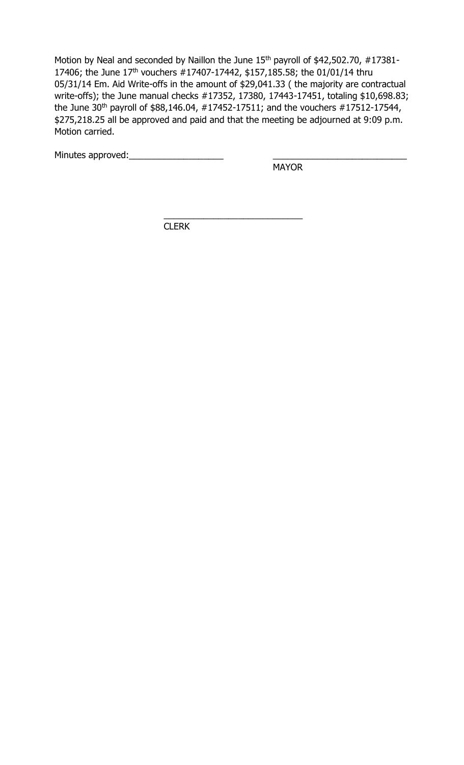Motion by Neal and seconded by Naillon the June 15th payroll of $42,502.70, #17381-17406; the June 17th vouchers #17407-17442, $157,185.58; the 01/01/14 thru 05/31/14 Em. Aid Write-offs in the amount of $29,041.33 ( the majority are contractual write-offs); the June manual checks #17352, 17380, 17443-17451, totaling $10,698.83; the June 30th payroll of $88,146.04, #17452-17511; and the vouchers #17512-17544, $275,218.25 all be approved and paid and that the meeting be adjourned at 9:09 p.m. Motion carried.

Minutes approved:___________________ ___________________________

MAYOR

___________________________

CLERK